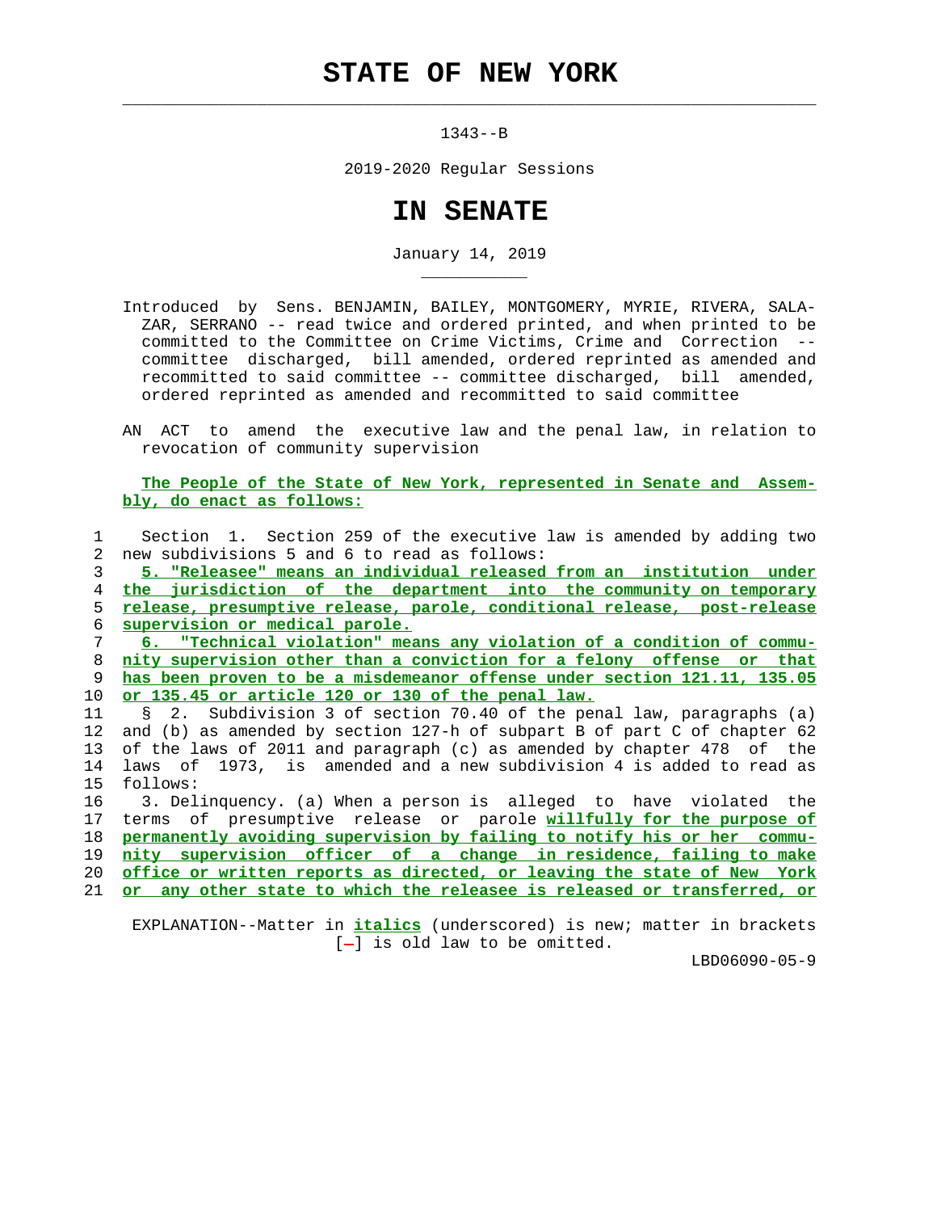# STATE OF NEW YORK

1343--B

2019-2020 Regular Sessions

# IN SENATE

January 14, 2019

Introduced by Sens. BENJAMIN, BAILEY, MONTGOMERY, MYRIE, RIVERA, SALAZAR, SERRANO -- read twice and ordered printed, and when printed to be committed to the Committee on Crime Victims, Crime and Correction -- committee discharged, bill amended, ordered reprinted as amended and recommitted to said committee -- committee discharged, bill amended, ordered reprinted as amended and recommitted to said committee

AN ACT to amend the executive law and the penal law, in relation to revocation of community supervision

**The People of the State of New York, represented in Senate and Assembly, do enact as follows:**

1 Section 1. Section 259 of the executive law is amended by adding two
2 new subdivisions 5 and 6 to read as follows:
3 ***5. "Releasee" means an individual released from an institution under***
4 ***the jurisdiction of the department into the community on temporary***
5 ***release, presumptive release, parole, conditional release, post-release***
6 ***supervision or medical parole.***
7 ***6. "Technical violation" means any violation of a condition of commu-***
8 ***nity supervision other than a conviction for a felony offense or that***
9 ***has been proven to be a misdemeanor offense under section 121.11, 135.05***
10 ***or 135.45 or article 120 or 130 of the penal law.***
11 § 2. Subdivision 3 of section 70.40 of the penal law, paragraphs (a)
12 and (b) as amended by section 127-h of subpart B of part C of chapter 62
13 of the laws of 2011 and paragraph (c) as amended by chapter 478 of the
14 laws of 1973, is amended and a new subdivision 4 is added to read as
15 follows:
16 3. Delinquency. (a) When a person is alleged to have violated the
17 terms of presumptive release or parole ***willfully for the purpose of***
18 ***permanently avoiding supervision by failing to notify his or her commu-***
19 ***nity supervision officer of a change in residence, failing to make***
20 ***office or written reports as directed, or leaving the state of New York***
21 ***or any other state to which the releasee is released or transferred, or***

EXPLANATION--Matter in ***italics*** (underscored) is new; matter in brackets
[-] is old law to be omitted.

LBD06090-05-9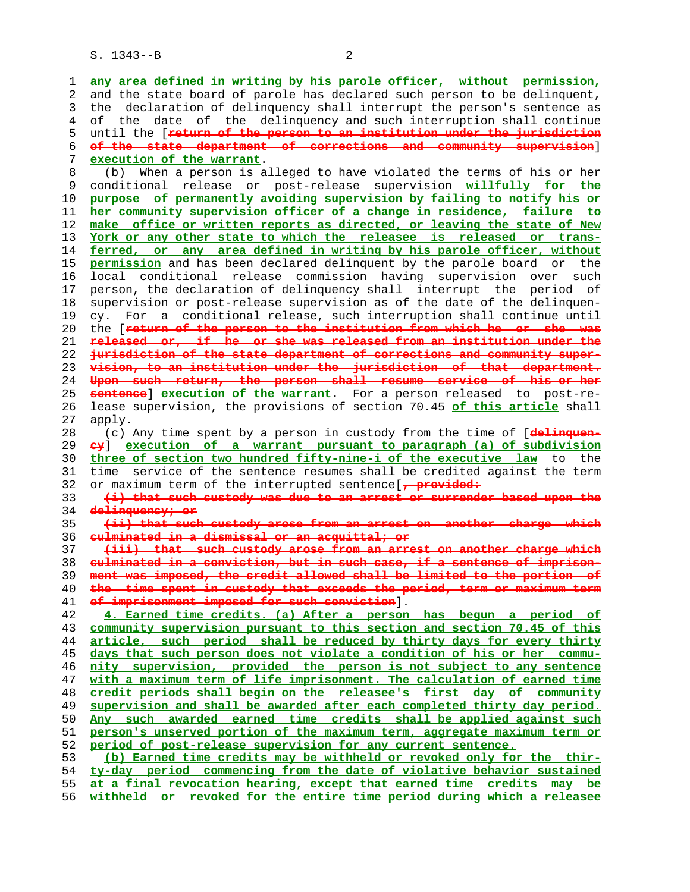any area defined in writing by his parole officer, without permission, and the state board of parole has declared such person to be delinquent, the declaration of delinquency shall interrupt the person's sentence as of the date of the delinquency and such interruption shall continue until the [return of the person to an institution under the jurisdiction of the state department of corrections and community supervision] execution of the warrant.

(b) When a person is alleged to have violated the terms of his or her conditional release or post-release supervision willfully for the purpose of permanently avoiding supervision by failing to notify his or her community supervision officer of a change in residence, failure to make office or written reports as directed, or leaving the state of New York or any other state to which the releasee is released or transferred, or any area defined in writing by his parole officer, without permission and has been declared delinquent by the parole board or the local conditional release commission having supervision over such person, the declaration of delinquency shall interrupt the period of supervision or post-release supervision as of the date of the delinquency. For a conditional release, such interruption shall continue until the [return of the person to the institution from which he or she was released or, if he or she was released from an institution under the jurisdiction of the state department of corrections and community supervision, to an institution under the jurisdiction of that department. Upon such return, the person shall resume service of his or her sentence] execution of the warrant. For a person released to post-release supervision, the provisions of section 70.45 of this article shall apply.

(c) Any time spent by a person in custody from the time of [delinquency] execution of a warrant pursuant to paragraph (a) of subdivision three of section two hundred fifty-nine-i of the executive law to the time service of the sentence resumes shall be credited against the term or maximum term of the interrupted sentence[, provided:

(i) that such custody was due to an arrest or surrender based upon the delinquency; or

(ii) that such custody arose from an arrest on another charge which culminated in a dismissal or an acquittal; or

(iii) that such custody arose from an arrest on another charge which culminated in a conviction, but in such case, if a sentence of imprisonment was imposed, the credit allowed shall be limited to the portion of the time spent in custody that exceeds the period, term or maximum term of imprisonment imposed for such conviction].

4. Earned time credits. (a) After a person has begun a period of community supervision pursuant to this section and section 70.45 of this article, such period shall be reduced by thirty days for every thirty days that such person does not violate a condition of his or her community supervision, provided the person is not subject to any sentence with a maximum term of life imprisonment. The calculation of earned time credit periods shall begin on the releasee's first day of community supervision and shall be awarded after each completed thirty day period. Any such awarded earned time credits shall be applied against such person's unserved portion of the maximum term, aggregate maximum term or period of post-release supervision for any current sentence.

(b) Earned time credits may be withheld or revoked only for the thirty-day period commencing from the date of violative behavior sustained at a final revocation hearing, except that earned time credits may be withheld or revoked for the entire time period during which a releasee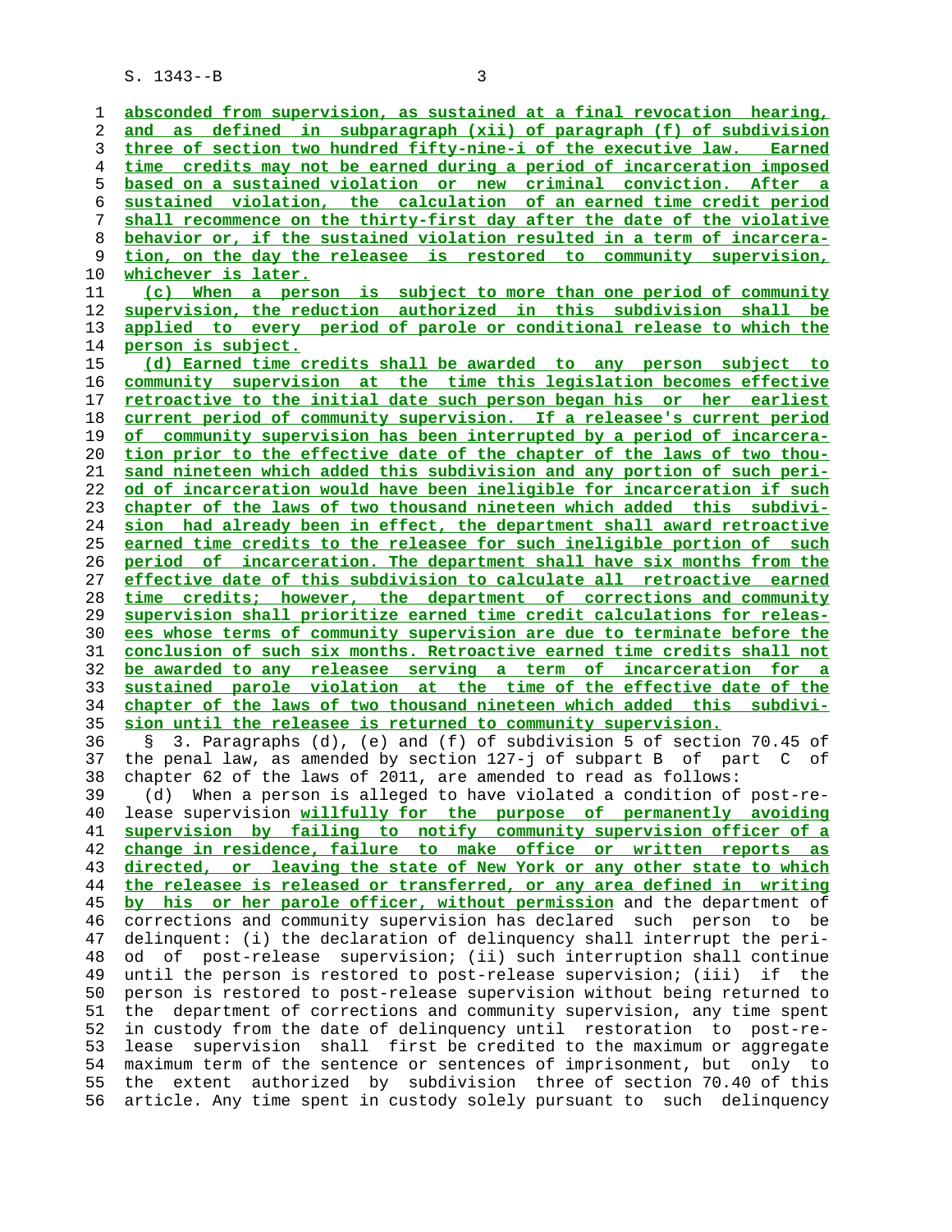absconded from supervision, as sustained at a final revocation hearing, and as defined in subparagraph (xii) of paragraph (f) of subdivision three of section two hundred fifty-nine-i of the executive law. Earned time credits may not be earned during a period of incarceration imposed based on a sustained violation or new criminal conviction. After a sustained violation, the calculation of an earned time credit period shall recommence on the thirty-first day after the date of the violative behavior or, if the sustained violation resulted in a term of incarceration, on the day the releasee is restored to community supervision, whichever is later.

(c) When a person is subject to more than one period of community supervision, the reduction authorized in this subdivision shall be applied to every period of parole or conditional release to which the person is subject.

(d) Earned time credits shall be awarded to any person subject to community supervision at the time this legislation becomes effective retroactive to the initial date such person began his or her earliest current period of community supervision. If a releasee's current period of community supervision has been interrupted by a period of incarceration prior to the effective date of the chapter of the laws of two thousand nineteen which added this subdivision and any portion of such period of incarceration would have been ineligible for incarceration if such chapter of the laws of two thousand nineteen which added this subdivision had already been in effect, the department shall award retroactive earned time credits to the releasee for such ineligible portion of such period of incarceration. The department shall have six months from the effective date of this subdivision to calculate all retroactive earned time credits; however, the department of corrections and community supervision shall prioritize earned time credit calculations for releasees whose terms of community supervision are due to terminate before the conclusion of such six months. Retroactive earned time credits shall not be awarded to any releasee serving a term of incarceration for a sustained parole violation at the time of the effective date of the chapter of the laws of two thousand nineteen which added this subdivision until the releasee is returned to community supervision.

§ 3. Paragraphs (d), (e) and (f) of subdivision 5 of section 70.45 of the penal law, as amended by section 127-j of subpart B of part C of chapter 62 of the laws of 2011, are amended to read as follows:

(d) When a person is alleged to have violated a condition of post-release supervision willfully for the purpose of permanently avoiding supervision by failing to notify community supervision officer of a change in residence, failure to make office or written reports as directed, or leaving the state of New York or any other state to which the releasee is released or transferred, or any area defined in writing by his or her parole officer, without permission and the department of corrections and community supervision has declared such person to be delinquent: (i) the declaration of delinquency shall interrupt the period of post-release supervision; (ii) such interruption shall continue until the person is restored to post-release supervision; (iii) if the person is restored to post-release supervision without being returned to the department of corrections and community supervision, any time spent in custody from the date of delinquency until restoration to post-release supervision shall first be credited to the maximum or aggregate maximum term of the sentence or sentences of imprisonment, but only to the extent authorized by subdivision three of section 70.40 of this article. Any time spent in custody solely pursuant to such delinquency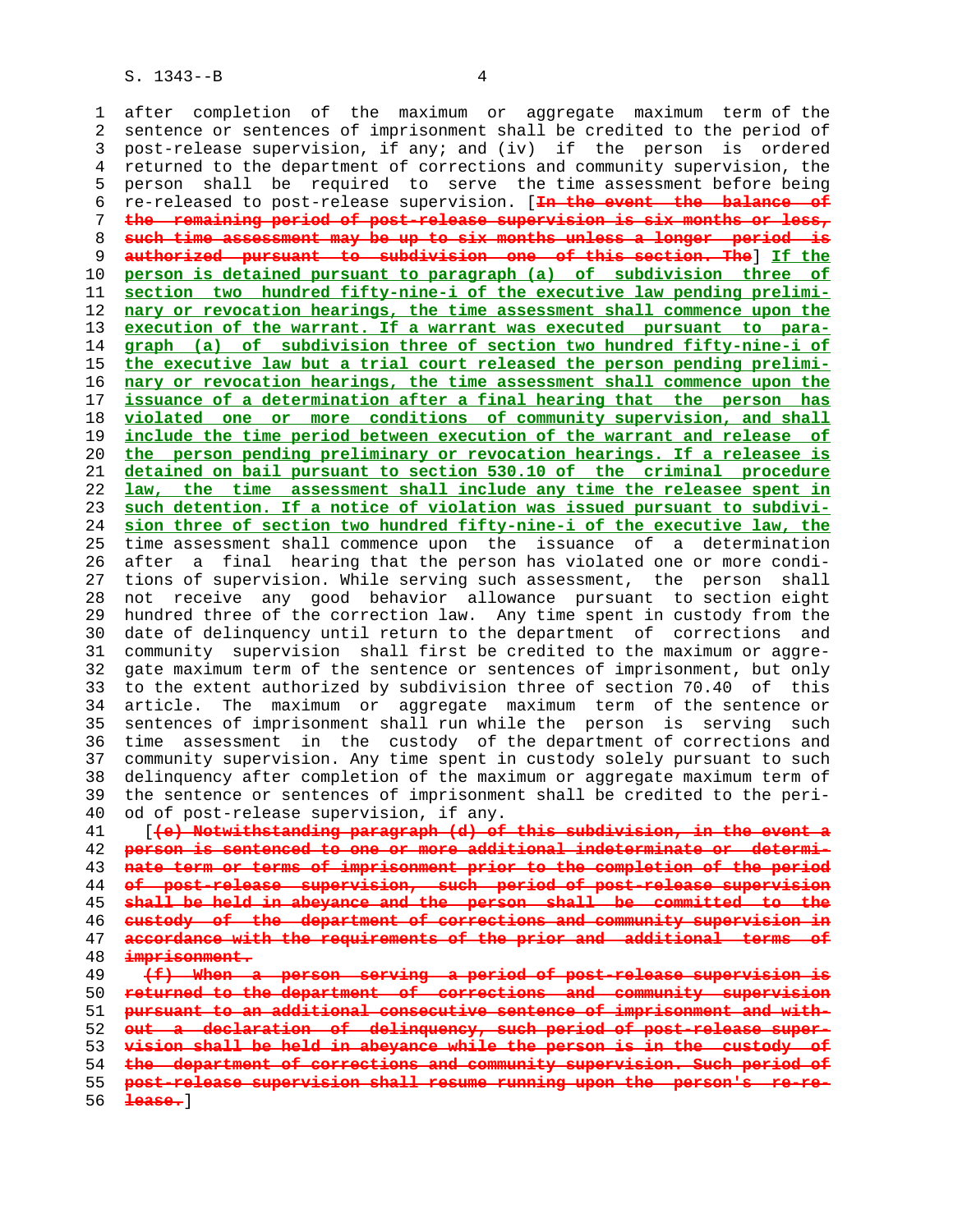after completion of the maximum or aggregate maximum term of the sentence or sentences of imprisonment shall be credited to the period of post-release supervision, if any; and (iv) if the person is ordered returned to the department of corrections and community supervision, the person shall be required to serve the time assessment before being re-released to post-release supervision. [~~In the event the balance of the remaining period of post-release supervision is six months or less, such time assessment may be up to six months unless a longer period is authorized pursuant to subdivision one of this section. The~~] <u>If the person is detained pursuant to paragraph (a) of subdivision three of section two hundred fifty-nine-i of the executive law pending preliminary or revocation hearings, the time assessment shall commence upon the execution of the warrant. If a warrant was executed pursuant to paragraph (a) of subdivision three of section two hundred fifty-nine-i of the executive law but a trial court released the person pending preliminary or revocation hearings, the time assessment shall commence upon the issuance of a determination after a final hearing that the person has violated one or more conditions of community supervision, and shall include the time period between execution of the warrant and release of the person pending preliminary or revocation hearings. If a releasee is detained on bail pursuant to section 530.10 of the criminal procedure law, the time assessment shall include any time the releasee spent in such detention. If a notice of violation was issued pursuant to subdivision three of section two hundred fifty-nine-i of the executive law, the</u> time assessment shall commence upon the issuance of a determination after a final hearing that the person has violated one or more conditions of supervision. While serving such assessment, the person shall not receive any good behavior allowance pursuant to section eight hundred three of the correction law. Any time spent in custody from the date of delinquency until return to the department of corrections and community supervision shall first be credited to the maximum or aggregate maximum term of the sentence or sentences of imprisonment, but only to the extent authorized by subdivision three of section 70.40 of this article. The maximum or aggregate maximum term of the sentence or sentences of imprisonment shall run while the person is serving such time assessment in the custody of the department of corrections and community supervision. Any time spent in custody solely pursuant to such delinquency after completion of the maximum or aggregate maximum term of the sentence or sentences of imprisonment shall be credited to the period of post-release supervision, if any.

[~~(e) Notwithstanding paragraph (d) of this subdivision, in the event a person is sentenced to one or more additional indeterminate or determinate term or terms of imprisonment prior to the completion of the period of post-release supervision, such period of post-release supervision shall be held in abeyance and the person shall be committed to the custody of the department of corrections and community supervision in accordance with the requirements of the prior and additional terms of imprisonment.~~

~~(f) When a person serving a period of post-release supervision is returned to the department of corrections and community supervision pursuant to an additional consecutive sentence of imprisonment and without a declaration of delinquency, such period of post-release supervision shall be held in abeyance while the person is in the custody of the department of corrections and community supervision. Such period of post-release supervision shall resume running upon the person's re-release.~~]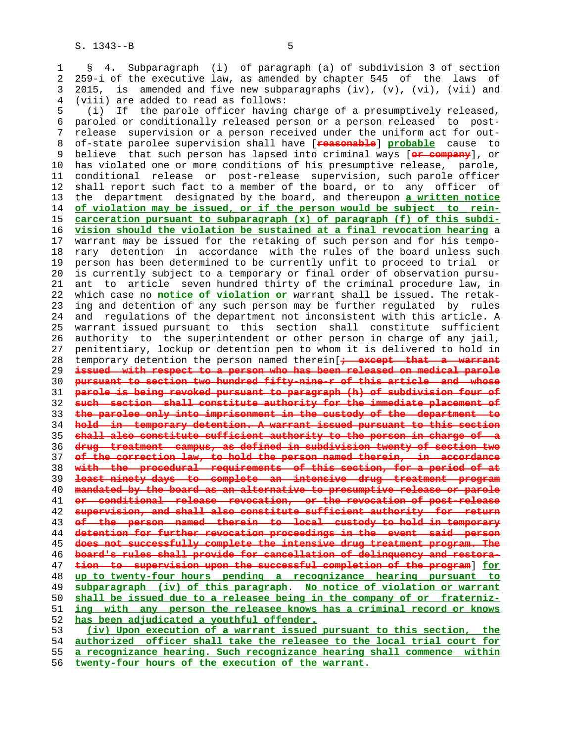§ 4. Subparagraph (i) of paragraph (a) of subdivision 3 of section 259-i of the executive law, as amended by chapter 545 of the laws of 2015, is amended and five new subparagraphs (iv), (v), (vi), (vii) and (viii) are added to read as follows:

(i) If the parole officer having charge of a presumptively released, paroled or conditionally released person or a person released to post-release supervision or a person received under the uniform act for out-of-state parolee supervision shall have [~~reasonable~~] **probable** cause to believe that such person has lapsed into criminal ways [~~or company~~], or has violated one or more conditions of his presumptive release, parole, conditional release or post-release supervision, such parole officer shall report such fact to a member of the board, or to any officer of the department designated by the board, and thereupon **a written notice of violation may be issued, or if the person would be subject to reincarceration pursuant to subparagraph (x) of paragraph (f) of this subdivision should the violation be sustained at a final revocation hearing** a warrant may be issued for the retaking of such person and for his temporary detention in accordance with the rules of the board unless such person has been determined to be currently unfit to proceed to trial or is currently subject to a temporary or final order of observation pursuant to article seven hundred thirty of the criminal procedure law, in which case no **notice of violation or** warrant shall be issued. The retaking and detention of any such person may be further regulated by rules and regulations of the department not inconsistent with this article. A warrant issued pursuant to this section shall constitute sufficient authority to the superintendent or other person in charge of any jail, penitentiary, lockup or detention pen to whom it is delivered to hold in temporary detention the person named therein[~~; except that a warrant issued with respect to a person who has been released on medical parole pursuant to section two hundred fifty-nine-r of this article and whose parole is being revoked pursuant to paragraph (h) of subdivision four of such section shall constitute authority for the immediate placement of the parolee only into imprisonment in the custody of the department to hold in temporary detention. A warrant issued pursuant to this section shall also constitute sufficient authority to the person in charge of a drug treatment campus, as defined in subdivision twenty of section two of the correction law, to hold the person named therein, in accordance with the procedural requirements of this section, for a period of at least ninety days to complete an intensive drug treatment program mandated by the board as an alternative to presumptive release or parole or conditional release revocation, or the revocation of post-release supervision, and shall also constitute sufficient authority for return of the person named therein to local custody to hold in temporary detention for further revocation proceedings in the event said person does not successfully complete the intensive drug treatment program. The board's rules shall provide for cancellation of delinquency and restoration to supervision upon the successful completion of the program~~] **for up to twenty-four hours pending a recognizance hearing pursuant to subparagraph (iv) of this paragraph**. **No notice of violation or warrant shall be issued due to a releasee being in the company of or fraternizing with any person the releasee knows has a criminal record or knows has been adjudicated a youthful offender.**

**(iv) Upon execution of a warrant issued pursuant to this section, the authorized officer shall take the releasee to the local trial court for a recognizance hearing. Such recognizance hearing shall commence within twenty-four hours of the execution of the warrant.**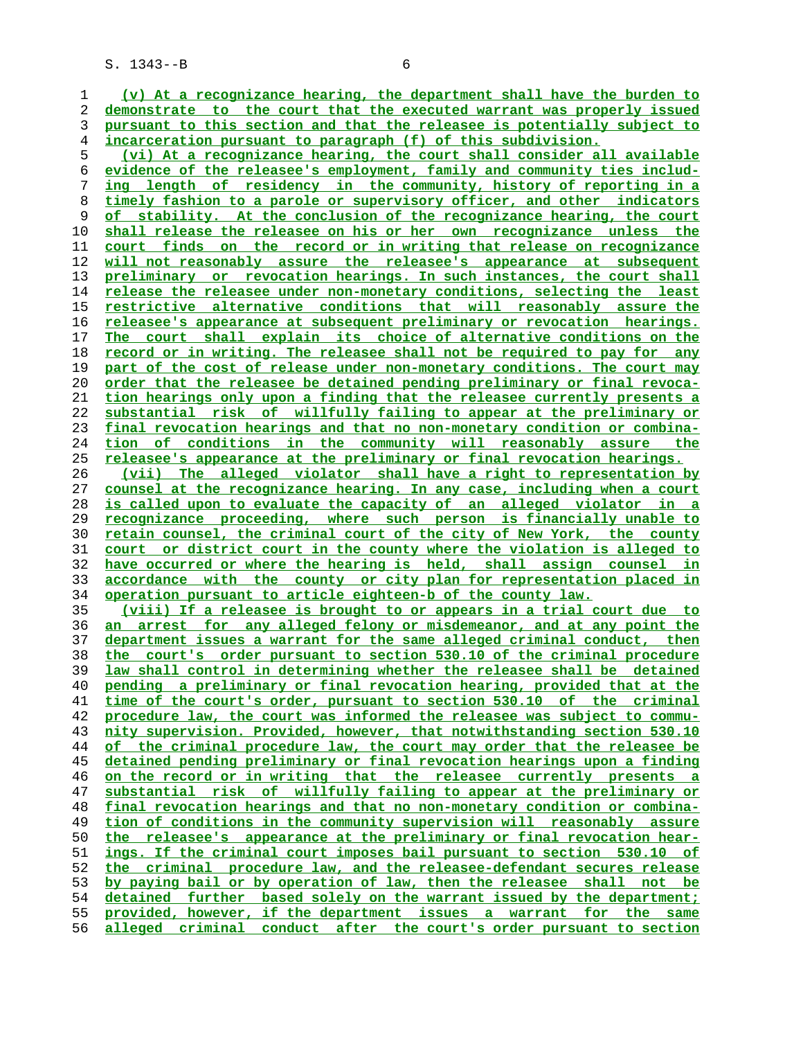(v) At a recognizance hearing, the department shall have the burden to demonstrate to the court that the executed warrant was properly issued pursuant to this section and that the releasee is potentially subject to incarceration pursuant to paragraph (f) of this subdivision.

(vi) At a recognizance hearing, the court shall consider all available evidence of the releasee's employment, family and community ties including length of residency in the community, history of reporting in a timely fashion to a parole or supervisory officer, and other indicators of stability. At the conclusion of the recognizance hearing, the court shall release the releasee on his or her own recognizance unless the court finds on the record or in writing that release on recognizance will not reasonably assure the releasee's appearance at subsequent preliminary or revocation hearings. In such instances, the court shall release the releasee under non-monetary conditions, selecting the least restrictive alternative conditions that will reasonably assure the releasee's appearance at subsequent preliminary or revocation hearings. The court shall explain its choice of alternative conditions on the record or in writing. The releasee shall not be required to pay for any part of the cost of release under non-monetary conditions. The court may order that the releasee be detained pending preliminary or final revocation hearings only upon a finding that the releasee currently presents a substantial risk of willfully failing to appear at the preliminary or final revocation hearings and that no non-monetary condition or combination of conditions in the community will reasonably assure the releasee's appearance at the preliminary or final revocation hearings.

(vii) The alleged violator shall have a right to representation by counsel at the recognizance hearing. In any case, including when a court is called upon to evaluate the capacity of an alleged violator in a recognizance proceeding, where such person is financially unable to retain counsel, the criminal court of the city of New York, the county court or district court in the county where the violation is alleged to have occurred or where the hearing is held, shall assign counsel in accordance with the county or city plan for representation placed in operation pursuant to article eighteen-b of the county law.

(viii) If a releasee is brought to or appears in a trial court due to an arrest for any alleged felony or misdemeanor, and at any point the department issues a warrant for the same alleged criminal conduct, then the court's order pursuant to section 530.10 of the criminal procedure law shall control in determining whether the releasee shall be detained pending a preliminary or final revocation hearing, provided that at the time of the court's order, pursuant to section 530.10 of the criminal procedure law, the court was informed the releasee was subject to community supervision. Provided, however, that notwithstanding section 530.10 of the criminal procedure law, the court may order that the releasee be detained pending preliminary or final revocation hearings upon a finding on the record or in writing that the releasee currently presents a substantial risk of willfully failing to appear at the preliminary or final revocation hearings and that no non-monetary condition or combination of conditions in the community supervision will reasonably assure the releasee's appearance at the preliminary or final revocation hearings. If the criminal court imposes bail pursuant to section 530.10 of the criminal procedure law, and the releasee-defendant secures release by paying bail or by operation of law, then the releasee shall not be detained further based solely on the warrant issued by the department; provided, however, if the department issues a warrant for the same alleged criminal conduct after the court's order pursuant to section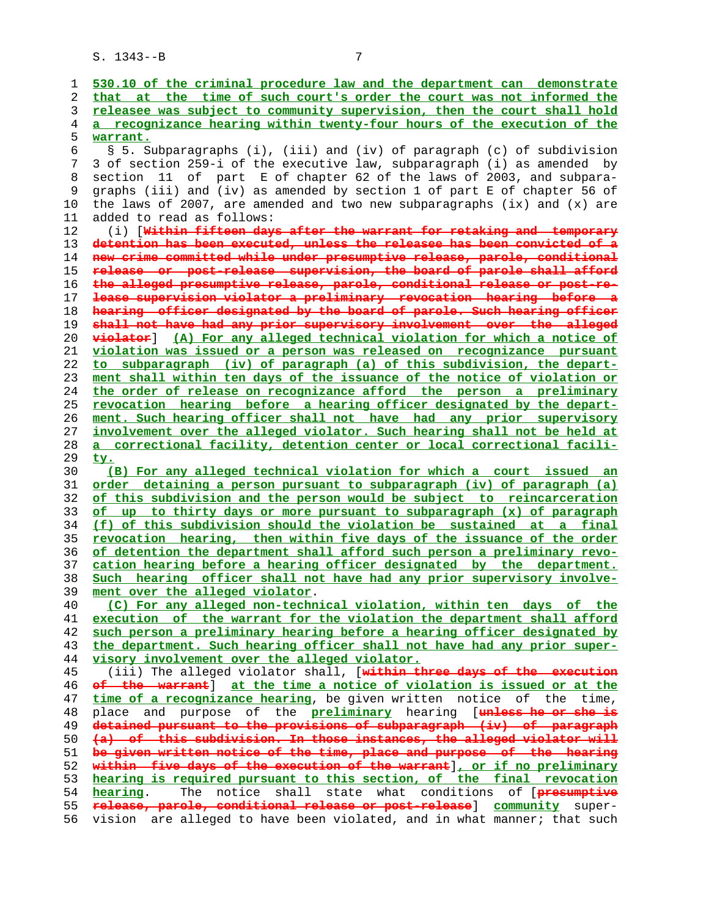530.10 of the criminal procedure law and the department can demonstrate that at the time of such court's order the court was not informed the releasee was subject to community supervision, then the court shall hold a recognizance hearing within twenty-four hours of the execution of the warrant.

§ 5. Subparagraphs (i), (iii) and (iv) of paragraph (c) of subdivision 3 of section 259-i of the executive law, subparagraph (i) as amended by section 11 of part E of chapter 62 of the laws of 2003, and subparagraphs (iii) and (iv) as amended by section 1 of part E of chapter 56 of the laws of 2007, are amended and two new subparagraphs (ix) and (x) are added to read as follows:

(i) [Within fifteen days after the warrant for retaking and temporary detention has been executed, unless the releasee has been convicted of a new crime committed while under presumptive release, parole, conditional release or post-release supervision, the board of parole shall afford the alleged presumptive release, parole, conditional release or post-release supervision violator a preliminary revocation hearing before a hearing officer designated by the board of parole. Such hearing officer shall not have had any prior supervisory involvement over the alleged violator] (A) For any alleged technical violation for which a notice of violation was issued or a person was released on recognizance pursuant to subparagraph (iv) of paragraph (a) of this subdivision, the department shall within ten days of the issuance of the notice of violation or the order of release on recognizance afford the person a preliminary revocation hearing before a hearing officer designated by the department. Such hearing officer shall not have had any prior supervisory involvement over the alleged violator. Such hearing shall not be held at a correctional facility, detention center or local correctional facility.

(B) For any alleged technical violation for which a court issued an order detaining a person pursuant to subparagraph (iv) of paragraph (a) of this subdivision and the person would be subject to reincarceration of up to thirty days or more pursuant to subparagraph (x) of paragraph (f) of this subdivision should the violation be sustained at a final revocation hearing, then within five days of the issuance of the order of detention the department shall afford such person a preliminary revocation hearing before a hearing officer designated by the department. Such hearing officer shall not have had any prior supervisory involvement over the alleged violator.

(C) For any alleged non-technical violation, within ten days of the execution of the warrant for the violation the department shall afford such person a preliminary hearing before a hearing officer designated by the department. Such hearing officer shall not have had any prior supervisory involvement over the alleged violator.

(iii) The alleged violator shall, [within three days of the execution of the warrant] at the time a notice of violation is issued or at the time of a recognizance hearing, be given written notice of the time, place and purpose of the preliminary hearing [unless he or she is detained pursuant to the provisions of subparagraph (iv) of paragraph (a) of this subdivision. In those instances, the alleged violator will be given written notice of the time, place and purpose of the hearing within five days of the execution of the warrant], or if no preliminary hearing is required pursuant to this section, of the final revocation hearing. The notice shall state what conditions of [presumptive release, parole, conditional release or post-release] community supervision are alleged to have been violated, and in what manner; that such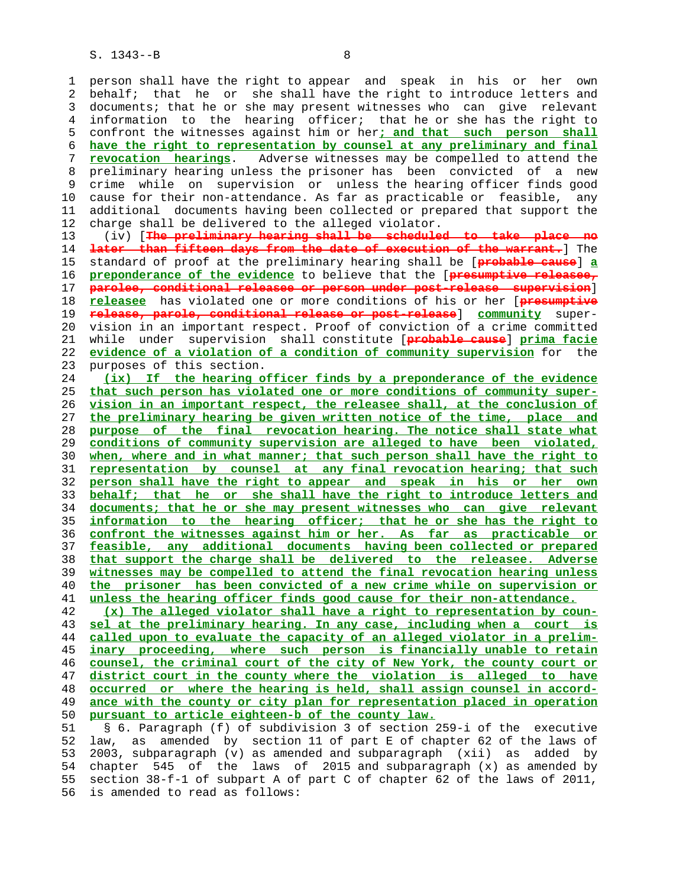person shall have the right to appear and speak in his or her own behalf; that he or she shall have the right to introduce letters and documents; that he or she may present witnesses who can give relevant information to the hearing officer; that he or she has the right to confront the witnesses against him or her**; and that such person shall have the right to representation by counsel at any preliminary and final revocation hearings**. Adverse witnesses may be compelled to attend the preliminary hearing unless the prisoner has been convicted of a new crime while on supervision or unless the hearing officer finds good cause for their non-attendance. As far as practicable or feasible, any additional documents having been collected or prepared that support the charge shall be delivered to the alleged violator.

(iv) [~~The preliminary hearing shall be scheduled to take place no later than fifteen days from the date of execution of the warrant.~~] The standard of proof at the preliminary hearing shall be [~~probable cause~~] **a preponderance of the evidence** to believe that the [~~presumptive releasee, parolee, conditional releasee or person under post-release supervision~~] **releasee** has violated one or more conditions of his or her [~~presumptive release, parole, conditional release or post-release~~] **community** supervision in an important respect. Proof of conviction of a crime committed while under supervision shall constitute [~~probable cause~~] **prima facie evidence of a violation of a condition of community supervision** for the purposes of this section.

**(ix) If the hearing officer finds by a preponderance of the evidence that such person has violated one or more conditions of community supervision in an important respect, the releasee shall, at the conclusion of the preliminary hearing be given written notice of the time, place and purpose of the final revocation hearing. The notice shall state what conditions of community supervision are alleged to have been violated, when, where and in what manner; that such person shall have the right to representation by counsel at any final revocation hearing; that such person shall have the right to appear and speak in his or her own behalf; that he or she shall have the right to introduce letters and documents; that he or she may present witnesses who can give relevant information to the hearing officer; that he or she has the right to confront the witnesses against him or her. As far as practicable or feasible, any additional documents having been collected or prepared that support the charge shall be delivered to the releasee. Adverse witnesses may be compelled to attend the final revocation hearing unless the prisoner has been convicted of a new crime while on supervision or unless the hearing officer finds good cause for their non-attendance.**

**(x) The alleged violator shall have a right to representation by counsel at the preliminary hearing. In any case, including when a court is called upon to evaluate the capacity of an alleged violator in a preliminary proceeding, where such person is financially unable to retain counsel, the criminal court of the city of New York, the county court or district court in the county where the violation is alleged to have occurred or where the hearing is held, shall assign counsel in accordance with the county or city plan for representation placed in operation pursuant to article eighteen-b of the county law.**

§ 6. Paragraph (f) of subdivision 3 of section 259-i of the executive law, as amended by section 11 of part E of chapter 62 of the laws of 2003, subparagraph (v) as amended and subparagraph (xii) as added by chapter 545 of the laws of 2015 and subparagraph (x) as amended by section 38-f-1 of subpart A of part C of chapter 62 of the laws of 2011, is amended to read as follows: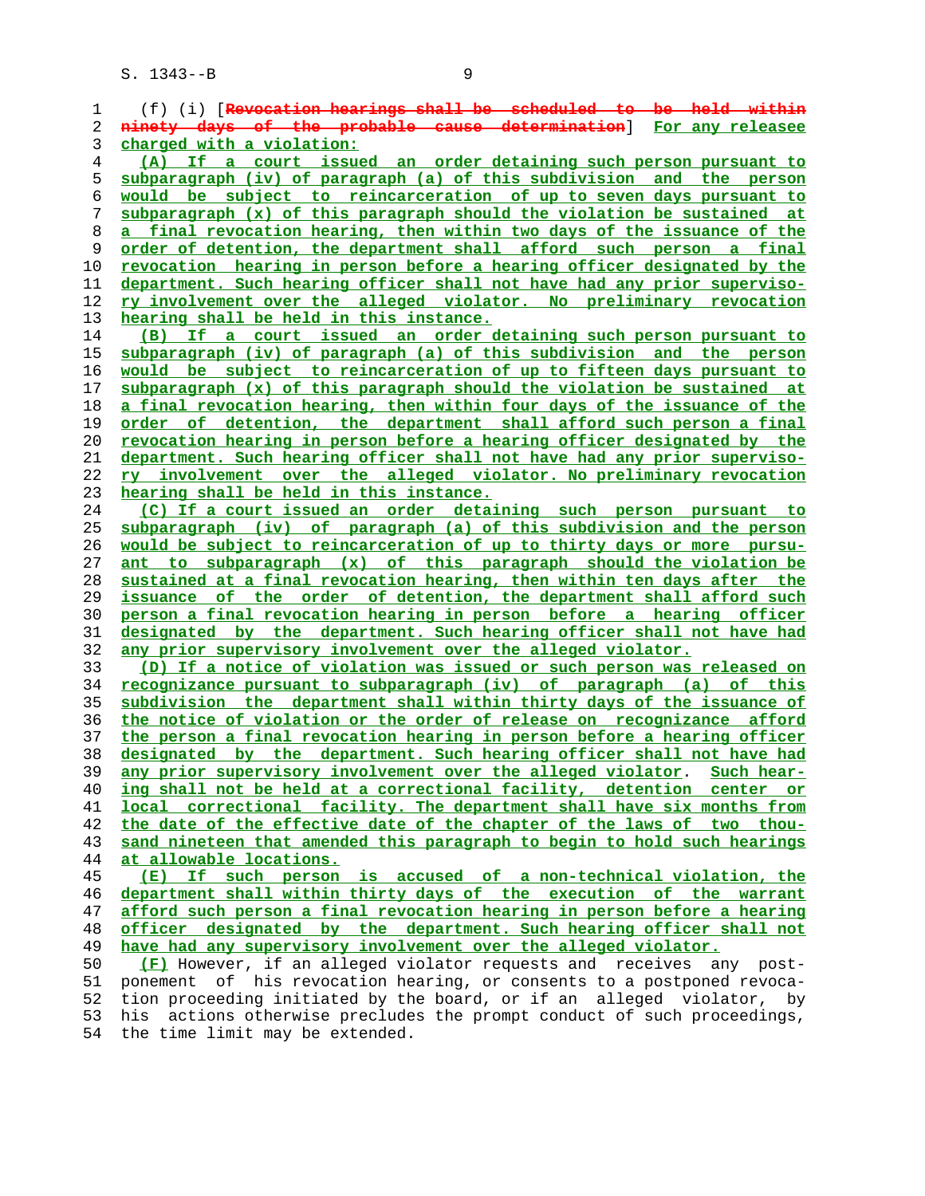(f) (i) [Revocation hearings shall be scheduled to be held within ninety days of the probable cause determination] For any releasee charged with a violation:

(A) If a court issued an order detaining such person pursuant to subparagraph (iv) of paragraph (a) of this subdivision and the person would be subject to reincarceration of up to seven days pursuant to subparagraph (x) of this paragraph should the violation be sustained at a final revocation hearing, then within two days of the issuance of the order of detention, the department shall afford such person a final revocation hearing in person before a hearing officer designated by the department. Such hearing officer shall not have had any prior supervisory involvement over the alleged violator. No preliminary revocation hearing shall be held in this instance.

(B) If a court issued an order detaining such person pursuant to subparagraph (iv) of paragraph (a) of this subdivision and the person would be subject to reincarceration of up to fifteen days pursuant to subparagraph (x) of this paragraph should the violation be sustained at a final revocation hearing, then within four days of the issuance of the order of detention, the department shall afford such person a final revocation hearing in person before a hearing officer designated by the department. Such hearing officer shall not have had any prior supervisory involvement over the alleged violator. No preliminary revocation hearing shall be held in this instance.

(C) If a court issued an order detaining such person pursuant to subparagraph (iv) of paragraph (a) of this subdivision and the person would be subject to reincarceration of up to thirty days or more pursuant to subparagraph (x) of this paragraph should the violation be sustained at a final revocation hearing, then within ten days after the issuance of the order of detention, the department shall afford such person a final revocation hearing in person before a hearing officer designated by the department. Such hearing officer shall not have had any prior supervisory involvement over the alleged violator.

(D) If a notice of violation was issued or such person was released on recognizance pursuant to subparagraph (iv) of paragraph (a) of this subdivision the department shall within thirty days of the issuance of the notice of violation or the order of release on recognizance afford the person a final revocation hearing in person before a hearing officer designated by the department. Such hearing officer shall not have had any prior supervisory involvement over the alleged violator. Such hearing shall not be held at a correctional facility, detention center or local correctional facility. The department shall have six months from the date of the effective date of the chapter of the laws of two thousand nineteen that amended this paragraph to begin to hold such hearings at allowable locations.

(E) If such person is accused of a non-technical violation, the department shall within thirty days of the execution of the warrant afford such person a final revocation hearing in person before a hearing officer designated by the department. Such hearing officer shall not have had any supervisory involvement over the alleged violator.

(F) However, if an alleged violator requests and receives any postponement of his revocation hearing, or consents to a postponed revocation proceeding initiated by the board, or if an alleged violator, by his actions otherwise precludes the prompt conduct of such proceedings, the time limit may be extended.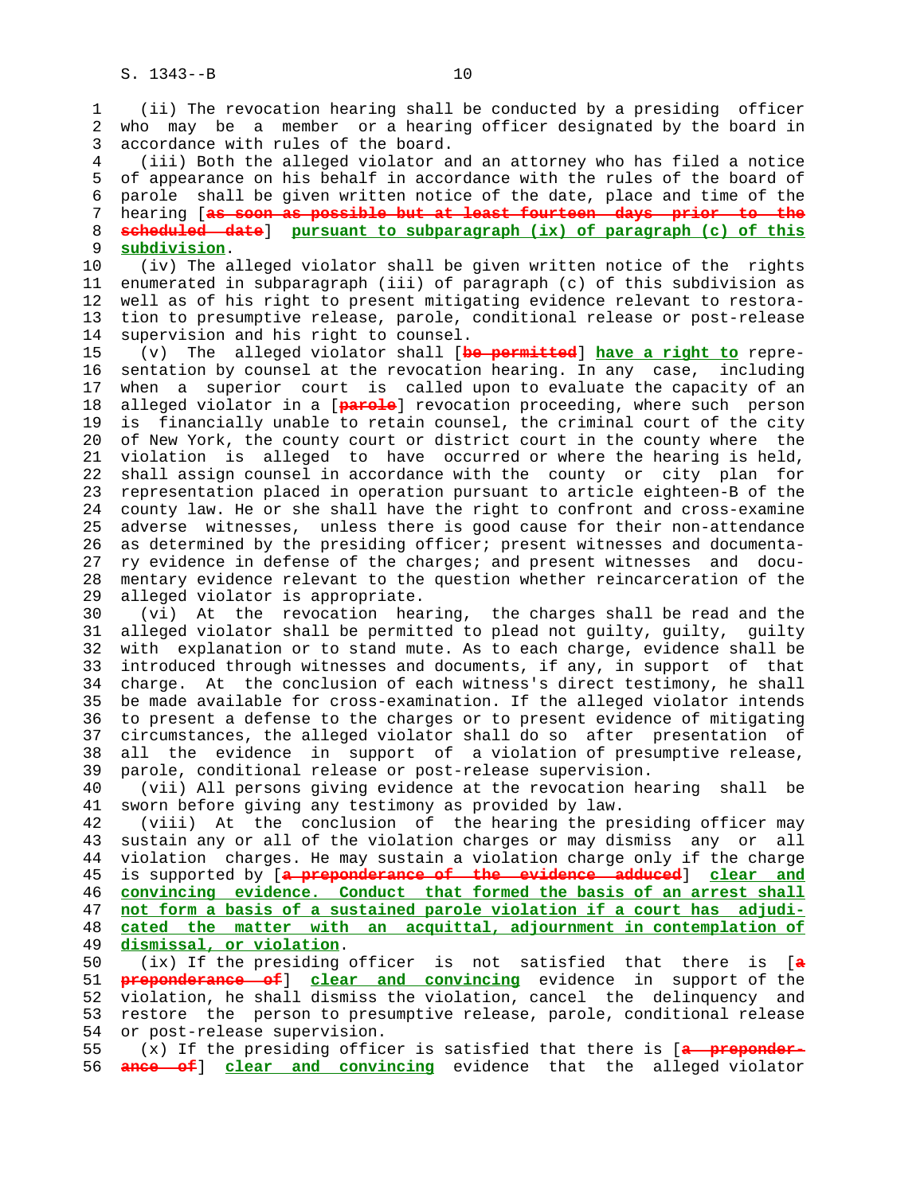(ii) The revocation hearing shall be conducted by a presiding officer who may be a member or a hearing officer designated by the board in accordance with rules of the board.

(iii) Both the alleged violator and an attorney who has filed a notice of appearance on his behalf in accordance with the rules of the board of parole shall be given written notice of the date, place and time of the hearing [~~as soon as possible but at least fourteen days prior to the scheduled date~~] **pursuant to subparagraph (ix) of paragraph (c) of this subdivision**.

(iv) The alleged violator shall be given written notice of the rights enumerated in subparagraph (iii) of paragraph (c) of this subdivision as well as of his right to present mitigating evidence relevant to restoration to presumptive release, parole, conditional release or post-release supervision and his right to counsel.

(v) The alleged violator shall [~~be permitted~~] **have a right to** representation by counsel at the revocation hearing. In any case, including when a superior court is called upon to evaluate the capacity of an alleged violator in a [~~parole~~] revocation proceeding, where such person is financially unable to retain counsel, the criminal court of the city of New York, the county court or district court in the county where the violation is alleged to have occurred or where the hearing is held, shall assign counsel in accordance with the county or city plan for representation placed in operation pursuant to article eighteen-B of the county law. He or she shall have the right to confront and cross-examine adverse witnesses, unless there is good cause for their non-attendance as determined by the presiding officer; present witnesses and documentary evidence in defense of the charges; and present witnesses and documentary evidence relevant to the question whether reincarceration of the alleged violator is appropriate.

(vi) At the revocation hearing, the charges shall be read and the alleged violator shall be permitted to plead not guilty, guilty, guilty with explanation or to stand mute. As to each charge, evidence shall be introduced through witnesses and documents, if any, in support of that charge. At the conclusion of each witness's direct testimony, he shall be made available for cross-examination. If the alleged violator intends to present a defense to the charges or to present evidence of mitigating circumstances, the alleged violator shall do so after presentation of all the evidence in support of a violation of presumptive release, parole, conditional release or post-release supervision.

(vii) All persons giving evidence at the revocation hearing shall be sworn before giving any testimony as provided by law.

(viii) At the conclusion of the hearing the presiding officer may sustain any or all of the violation charges or may dismiss any or all violation charges. He may sustain a violation charge only if the charge is supported by [~~a preponderance of the evidence adduced~~] **clear and convincing evidence. Conduct that formed the basis of an arrest shall not form a basis of a sustained parole violation if a court has adjudicated the matter with an acquittal, adjournment in contemplation of dismissal, or violation**.

(ix) If the presiding officer is not satisfied that there is [~~a preponderance of~~] **clear and convincing** evidence in support of the violation, he shall dismiss the violation, cancel the delinquency and restore the person to presumptive release, parole, conditional release or post-release supervision.

(x) If the presiding officer is satisfied that there is [~~a preponderance of~~] **clear and convincing** evidence that the alleged violator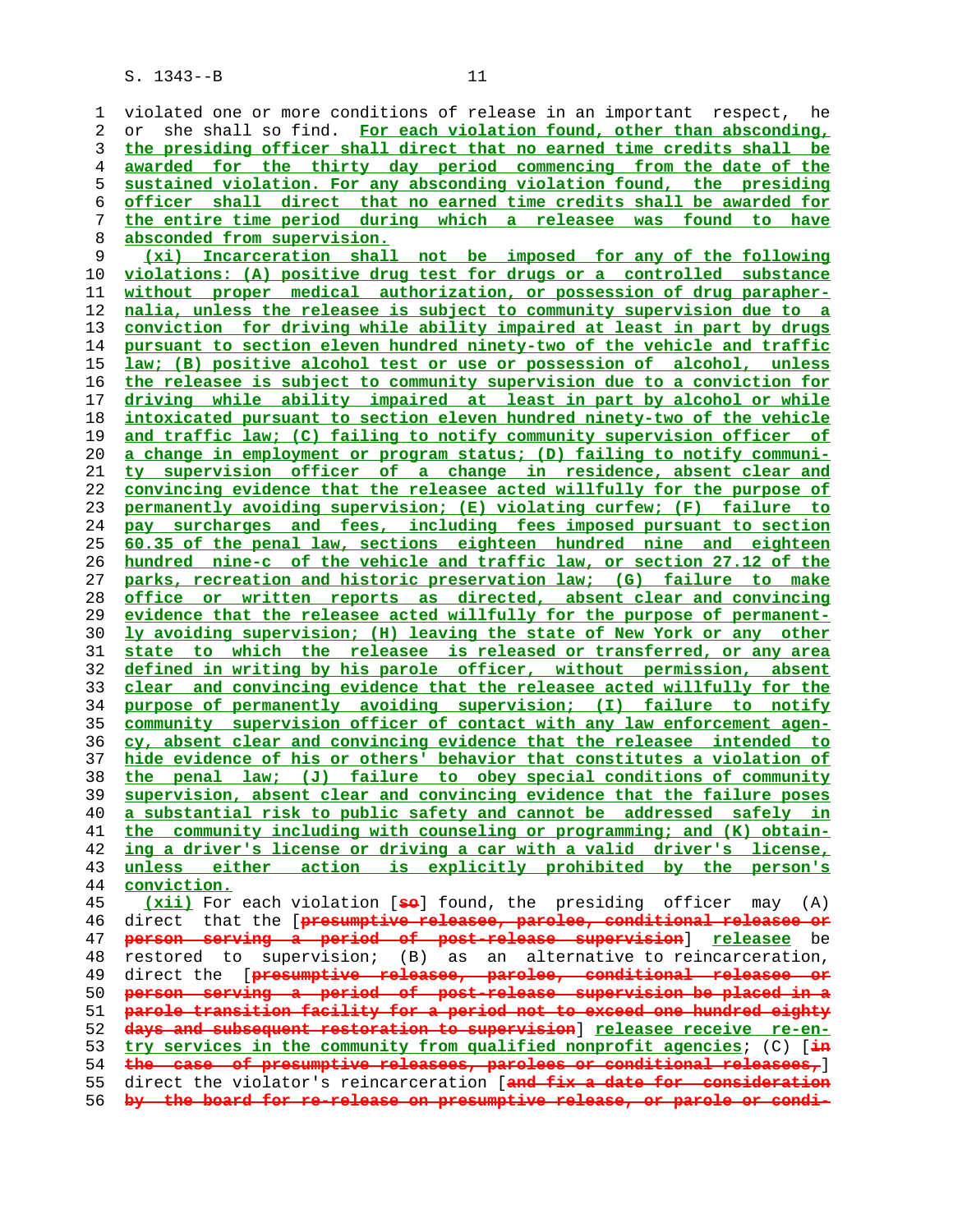violated one or more conditions of release in an important respect, he or she shall so find. For each violation found, other than absconding, the presiding officer shall direct that no earned time credits shall be awarded for the thirty day period commencing from the date of the sustained violation. For any absconding violation found, the presiding officer shall direct that no earned time credits shall be awarded for the entire time period during which a releasee was found to have absconded from supervision.

(xi) Incarceration shall not be imposed for any of the following violations: (A) positive drug test for drugs or a controlled substance without proper medical authorization, or possession of drug paraphernalia, unless the releasee is subject to community supervision due to a conviction for driving while ability impaired at least in part by drugs pursuant to section eleven hundred ninety-two of the vehicle and traffic law; (B) positive alcohol test or use or possession of alcohol, unless the releasee is subject to community supervision due to a conviction for driving while ability impaired at least in part by alcohol or while intoxicated pursuant to section eleven hundred ninety-two of the vehicle and traffic law; (C) failing to notify community supervision officer of a change in employment or program status; (D) failing to notify community supervision officer of a change in residence, absent clear and convincing evidence that the releasee acted willfully for the purpose of permanently avoiding supervision; (E) violating curfew; (F) failure to pay surcharges and fees, including fees imposed pursuant to section 60.35 of the penal law, sections eighteen hundred nine and eighteen hundred nine-c of the vehicle and traffic law, or section 27.12 of the parks, recreation and historic preservation law; (G) failure to make office or written reports as directed, absent clear and convincing evidence that the releasee acted willfully for the purpose of permanently avoiding supervision; (H) leaving the state of New York or any other state to which the releasee is released or transferred, or any area defined in writing by his parole officer, without permission, absent clear and convincing evidence that the releasee acted willfully for the purpose of permanently avoiding supervision; (I) failure to notify community supervision officer of contact with any law enforcement agency, absent clear and convincing evidence that the releasee intended to hide evidence of his or others' behavior that constitutes a violation of the penal law; (J) failure to obey special conditions of community supervision, absent clear and convincing evidence that the failure poses a substantial risk to public safety and cannot be addressed safely in the community including with counseling or programming; and (K) obtaining a driver's license or driving a car with a valid driver's license, unless either action is explicitly prohibited by the person's conviction.

(xii) For each violation [so] found, the presiding officer may (A) direct that the [presumptive releasee, parolee, conditional releasee or person serving a period of post-release supervision] releasee be restored to supervision; (B) as an alternative to reincarceration, direct the [presumptive releasee, parolee, conditional releasee or person serving a period of post-release supervision be placed in a parole transition facility for a period not to exceed one hundred eighty days and subsequent restoration to supervision] releasee receive re-entry services in the community from qualified nonprofit agencies; (C) [in the case of presumptive releasees, parolees or conditional releasees,] direct the violator's reincarceration [and fix a date for consideration by the board for re-release on presumptive release, or parole or condi-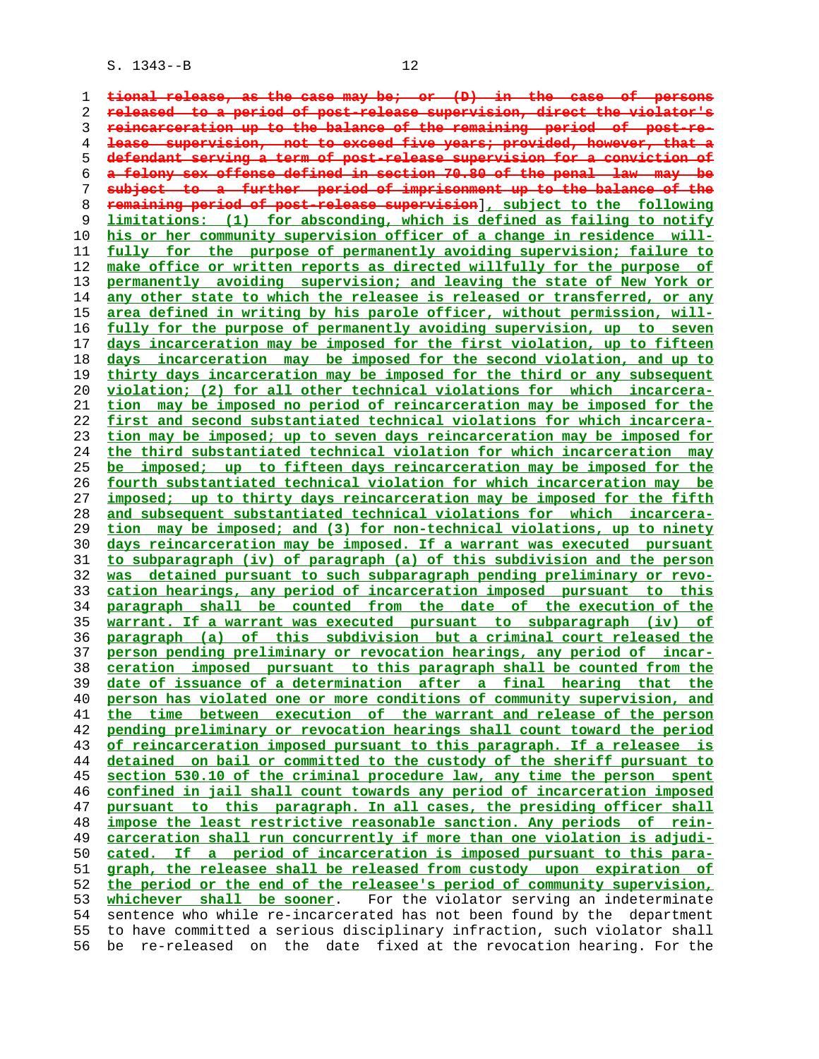~~tional release, as the case may be; or (D) in the case of persons released to a period of post-release supervision, direct the violator's reincarceration up to the balance of the remaining period of post-release supervision, not to exceed five years; provided, however, that a defendant serving a term of post-release supervision for a conviction of a felony sex offense defined in section 70.80 of the penal law may be subject to a further period of imprisonment up to the balance of the remaining period of post-release supervision~~], subject to the following limitations: (1) for absconding, which is defined as failing to notify his or her community supervision officer of a change in residence willfully for the purpose of permanently avoiding supervision; failure to make office or written reports as directed willfully for the purpose of permanently avoiding supervision; and leaving the state of New York or any other state to which the releasee is released or transferred, or any area defined in writing by his parole officer, without permission, willfully for the purpose of permanently avoiding supervision, up to seven days incarceration may be imposed for the first violation, up to fifteen days incarceration may be imposed for the second violation, and up to thirty days incarceration may be imposed for the third or any subsequent violation; (2) for all other technical violations for which incarceration may be imposed no period of reincarceration may be imposed for the first and second substantiated technical violations for which incarceration may be imposed; up to seven days reincarceration may be imposed for the third substantiated technical violation for which incarceration may be imposed; up to fifteen days reincarceration may be imposed for the fourth substantiated technical violation for which incarceration may be imposed; up to thirty days reincarceration may be imposed for the fifth and subsequent substantiated technical violations for which incarceration may be imposed; and (3) for non-technical violations, up to ninety days reincarceration may be imposed. If a warrant was executed pursuant to subparagraph (iv) of paragraph (a) of this subdivision and the person was detained pursuant to such subparagraph pending preliminary or revocation hearings, any period of incarceration imposed pursuant to this paragraph shall be counted from the date of the execution of the warrant. If a warrant was executed pursuant to subparagraph (iv) of paragraph (a) of this subdivision but a criminal court released the person pending preliminary or revocation hearings, any period of incarceration imposed pursuant to this paragraph shall be counted from the date of issuance of a determination after a final hearing that the person has violated one or more conditions of community supervision, and the time between execution of the warrant and release of the person pending preliminary or revocation hearings shall count toward the period of reincarceration imposed pursuant to this paragraph. If a releasee is detained on bail or committed to the custody of the sheriff pursuant to section 530.10 of the criminal procedure law, any time the person spent confined in jail shall count towards any period of incarceration imposed pursuant to this paragraph. In all cases, the presiding officer shall impose the least restrictive reasonable sanction. Any periods of reincarceration shall run concurrently if more than one violation is adjudicated. If a period of incarceration is imposed pursuant to this paragraph, the releasee shall be released from custody upon expiration of the period or the end of the releasee's period of community supervision, whichever shall be sooner. For the violator serving an indeterminate sentence who while re-incarcerated has not been found by the department to have committed a serious disciplinary infraction, such violator shall be re-released on the date fixed at the revocation hearing. For the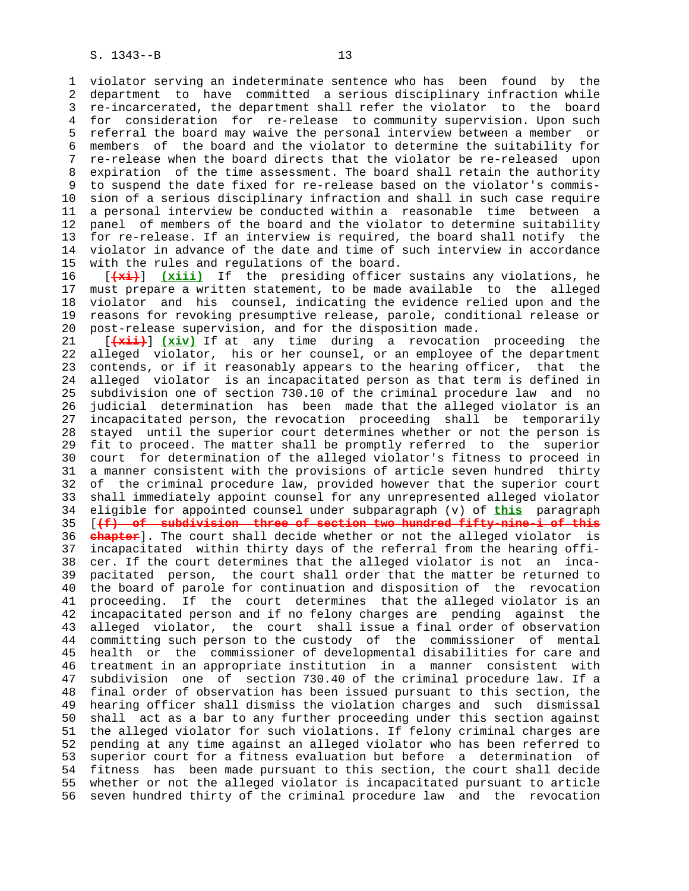violator serving an indeterminate sentence who has been found by the department to have committed a serious disciplinary infraction while re-incarcerated, the department shall refer the violator to the board for consideration for re-release to community supervision. Upon such referral the board may waive the personal interview between a member or members of the board and the violator to determine the suitability for re-release when the board directs that the violator be re-released upon expiration of the time assessment. The board shall retain the authority to suspend the date fixed for re-release based on the violator's commission of a serious disciplinary infraction and shall in such case require a personal interview be conducted within a reasonable time between a panel of members of the board and the violator to determine suitability for re-release. If an interview is required, the board shall notify the violator in advance of the date and time of such interview in accordance with the rules and regulations of the board.

[~~(xi)~~] **(xiii)** If the presiding officer sustains any violations, he must prepare a written statement, to be made available to the alleged violator and his counsel, indicating the evidence relied upon and the reasons for revoking presumptive release, parole, conditional release or post-release supervision, and for the disposition made.

[~~(xii)~~] **(xiv)** If at any time during a revocation proceeding the alleged violator, his or her counsel, or an employee of the department contends, or if it reasonably appears to the hearing officer, that the alleged violator is an incapacitated person as that term is defined in subdivision one of section 730.10 of the criminal procedure law and no judicial determination has been made that the alleged violator is an incapacitated person, the revocation proceeding shall be temporarily stayed until the superior court determines whether or not the person is fit to proceed. The matter shall be promptly referred to the superior court for determination of the alleged violator's fitness to proceed in a manner consistent with the provisions of article seven hundred thirty of the criminal procedure law, provided however that the superior court shall immediately appoint counsel for any unrepresented alleged violator eligible for appointed counsel under subparagraph (v) of **this** paragraph [~~(f) of subdivision three of section two hundred fifty-nine-i of this chapter~~]. The court shall decide whether or not the alleged violator is incapacitated within thirty days of the referral from the hearing officer. If the court determines that the alleged violator is not an incapacitated person, the court shall order that the matter be returned to the board of parole for continuation and disposition of the revocation proceeding. If the court determines that the alleged violator is an incapacitated person and if no felony charges are pending against the alleged violator, the court shall issue a final order of observation committing such person to the custody of the commissioner of mental health or the commissioner of developmental disabilities for care and treatment in an appropriate institution in a manner consistent with subdivision one of section 730.40 of the criminal procedure law. If a final order of observation has been issued pursuant to this section, the hearing officer shall dismiss the violation charges and such dismissal shall act as a bar to any further proceeding under this section against the alleged violator for such violations. If felony criminal charges are pending at any time against an alleged violator who has been referred to superior court for a fitness evaluation but before a determination of fitness has been made pursuant to this section, the court shall decide whether or not the alleged violator is incapacitated pursuant to article seven hundred thirty of the criminal procedure law and the revocation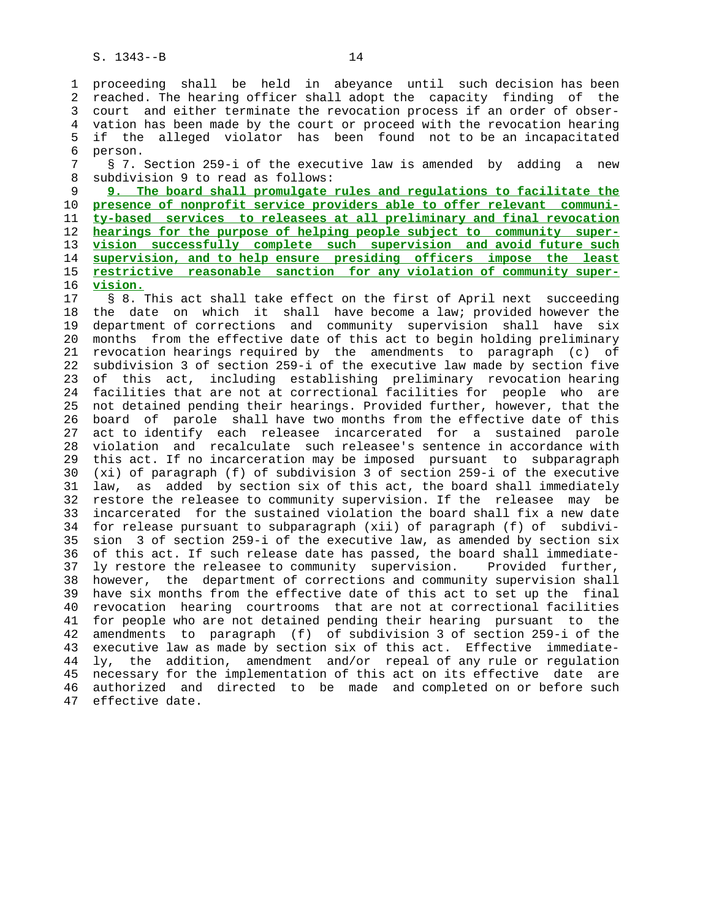proceeding shall be held in abeyance until such decision has been reached. The hearing officer shall adopt the capacity finding of the court and either terminate the revocation process if an order of observation has been made by the court or proceed with the revocation hearing if the alleged violator has been found not to be an incapacitated person.

§ 7. Section 259-i of the executive law is amended by adding a new subdivision 9 to read as follows:

**9. The board shall promulgate rules and regulations to facilitate the presence of nonprofit service providers able to offer relevant community-based services to releasees at all preliminary and final revocation hearings for the purpose of helping people subject to community supervision successfully complete such supervision and avoid future such supervision, and to help ensure presiding officers impose the least restrictive reasonable sanction for any violation of community supervision.**

§ 8. This act shall take effect on the first of April next succeeding the date on which it shall have become a law; provided however the department of corrections and community supervision shall have six months from the effective date of this act to begin holding preliminary revocation hearings required by the amendments to paragraph (c) of subdivision 3 of section 259-i of the executive law made by section five of this act, including establishing preliminary revocation hearing facilities that are not at correctional facilities for people who are not detained pending their hearings. Provided further, however, that the board of parole shall have two months from the effective date of this act to identify each releasee incarcerated for a sustained parole violation and recalculate such releasee's sentence in accordance with this act. If no incarceration may be imposed pursuant to subparagraph (xi) of paragraph (f) of subdivision 3 of section 259-i of the executive law, as added by section six of this act, the board shall immediately restore the releasee to community supervision. If the releasee may be incarcerated for the sustained violation the board shall fix a new date for release pursuant to subparagraph (xii) of paragraph (f) of subdivision 3 of section 259-i of the executive law, as amended by section six of this act. If such release date has passed, the board shall immediately restore the releasee to community supervision. Provided further, however, the department of corrections and community supervision shall have six months from the effective date of this act to set up the final revocation hearing courtrooms that are not at correctional facilities for people who are not detained pending their hearing pursuant to the amendments to paragraph (f) of subdivision 3 of section 259-i of the executive law as made by section six of this act. Effective immediately, the addition, amendment and/or repeal of any rule or regulation necessary for the implementation of this act on its effective date are authorized and directed to be made and completed on or before such effective date.